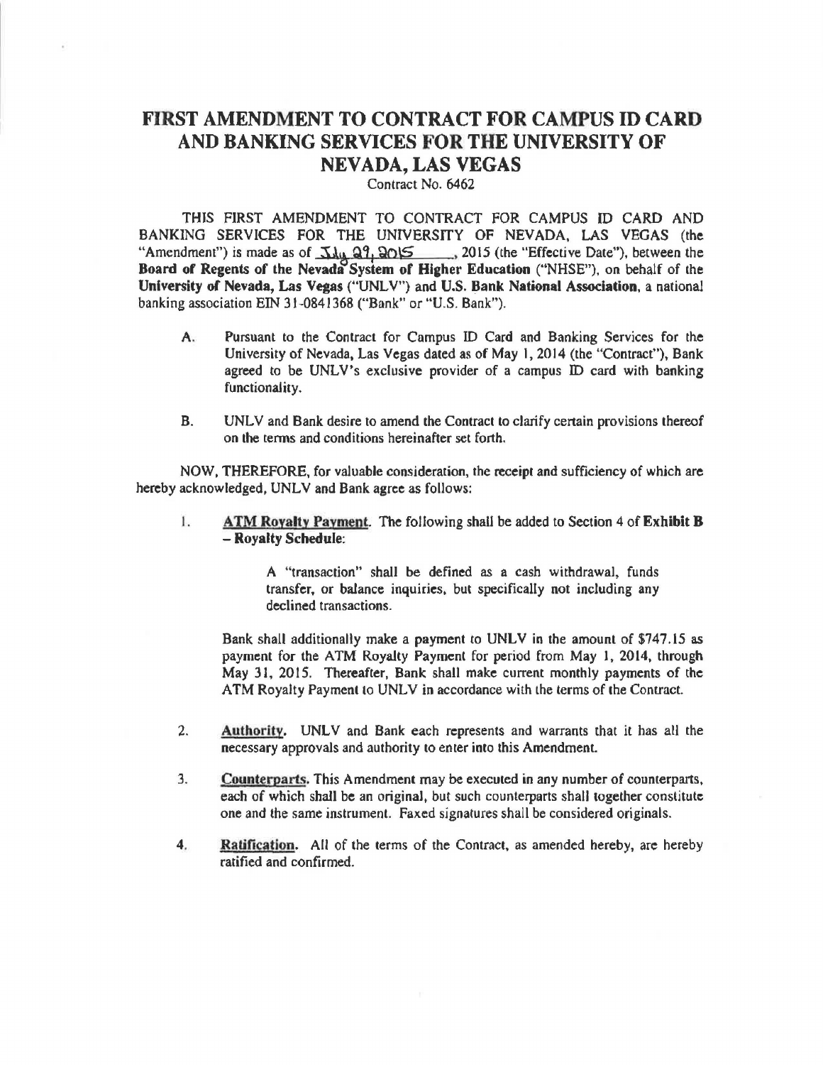# FIRST AMENDMENT TO CONTRACT FOR CAMPUS ID CARD AND BANKING SERVICES FOR THE UNIVERSITY OF NEVADA, LAS VEGAS

Contract No. 6462

THIS FIRST AMENDMENT TO CONTRACT FOR CAMPUS ID CARD AND BANKING SERVICES FOR THE UNIVERSITY OF NEVADA, LAS VEGAS (the "Amendment") is made as of July 29, 2015, 2015 (the "Effective Date"), between the **Board of Regents of the Nevada System of Higher Education** ("NHSE"), on behalf of the **University of Nevada, Las Vegas** ("UNLV") and **U.S. Bank National Association**, a national banking association EIN 31-0841368 ("Bank" or "U.S. Bank").

A. Pursuant to the Contract for Campus ID Card and Banking Services for the University of Nevada, Las Vegas dated as of May 1, 2014 (the "Contract"), Bank agreed to be UNLV's exclusive provider of a campus ID card with banking functionality.

B. UNLV and Bank desire to amend the Contract to clarify certain provisions thereof on the terms and conditions hereinafter set forth.

NOW, THEREFORE, for valuable consideration, the receipt and sufficiency of which are hereby acknowledged, UNLV and Bank agree as follows:

1. **ATM Royalty Payment**. The following shall be added to Section 4 of **Exhibit B – Royalty Schedule**:

   > A "transaction" shall be defined as a cash withdrawal, funds transfer, or balance inquiries, but specifically not including any declined transactions.

   Bank shall additionally make a payment to UNLV in the amount of $747.15 as payment for the ATM Royalty Payment for period from May 1, 2014, through May 31, 2015. Thereafter, Bank shall make current monthly payments of the ATM Royalty Payment to UNLV in accordance with the terms of the Contract.

2. **Authority**. UNLV and Bank each represents and warrants that it has all the necessary approvals and authority to enter into this Amendment.

3. **Counterparts**. This Amendment may be executed in any number of counterparts, each of which shall be an original, but such counterparts shall together constitute one and the same instrument. Faxed signatures shall be considered originals.

4. **Ratification**. All of the terms of the Contract, as amended hereby, are hereby ratified and confirmed.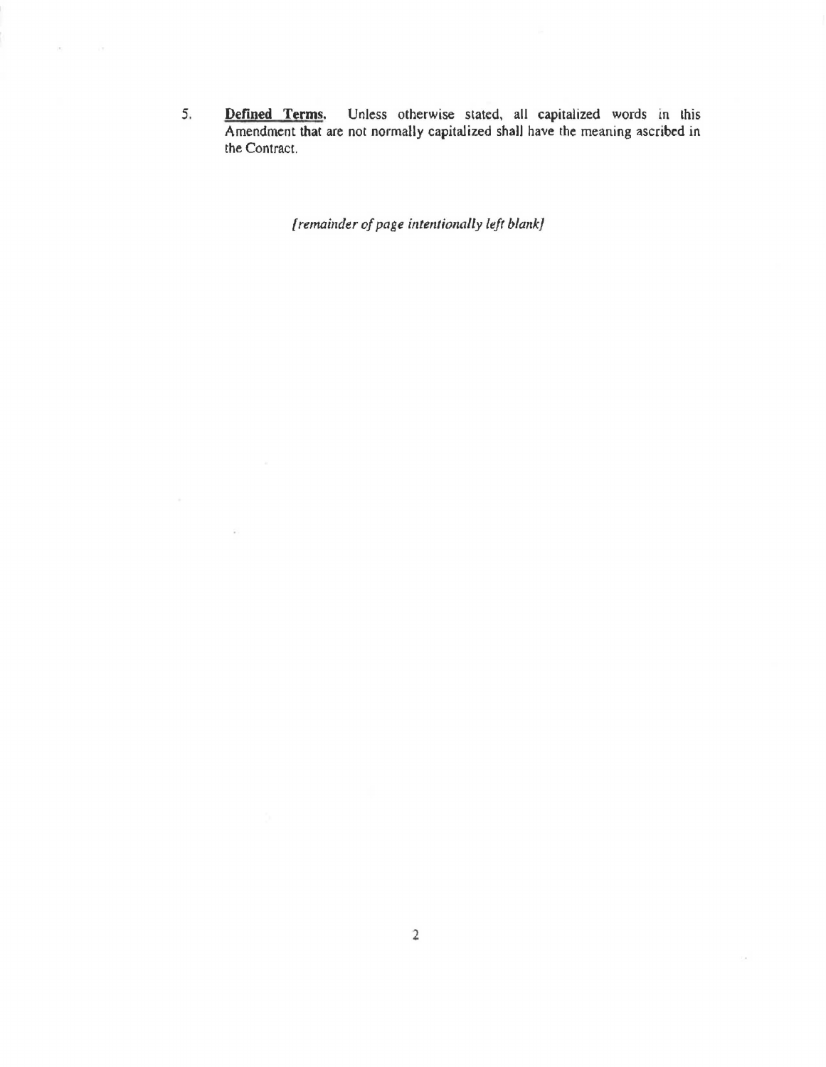5. **Defined Terms.** Unless otherwise stated, all capitalized words in this Amendment that are not normally capitalized shall have the meaning ascribed in the Contract.

*[remainder of page intentionally left blank]*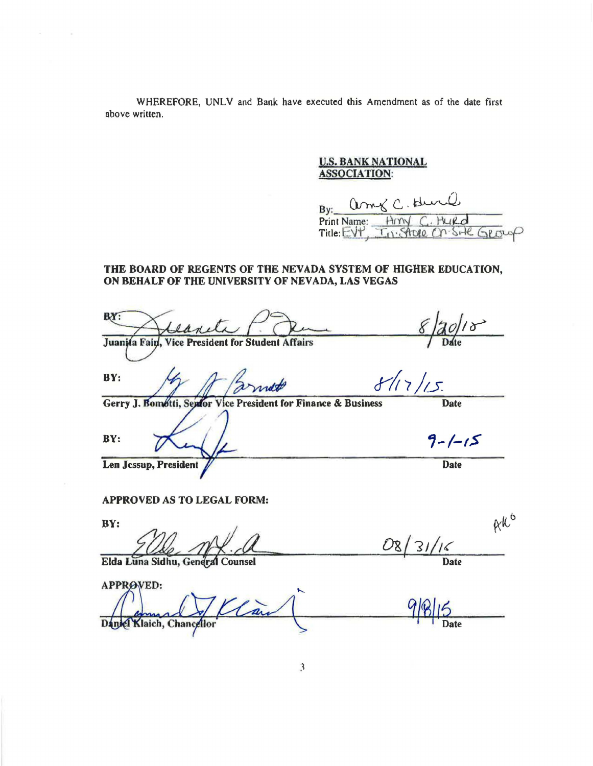WHEREFORE, UNLV and Bank have executed this Amendment as of the date first above written.

**U.S. BANK NATIONAL ASSOCIATION:**

By: Amy C. Hurd
Print Name: Amy C. Hurd
Title: EVP, In-Store On-Site Group

**THE BOARD OF REGENTS OF THE NEVADA SYSTEM OF HIGHER EDUCATION, ON BEHALF OF THE UNIVERSITY OF NEVADA, LAS VEGAS**

BY: Juanita P. Fain — 8/20/15
**Juanita Fain, Vice President for Student Affairs** — **Date**

BY: Gerry J. Bomotti — 8/17/15
**Gerry J. Bomotti, Senior Vice President for Finance & Business** — **Date**

BY: Len Jessup — 9-1-15
**Len Jessup, President** — **Date**

**APPROVED AS TO LEGAL FORM:**

BY: Elda M. L. Sidhu — 08/31/15 — AK6
**Elda Luna Sidhu, General Counsel** — **Date**

**APPROVED:**

Daniel J. Klaich — 9/8/15
**Daniel Klaich, Chancellor** — **Date**